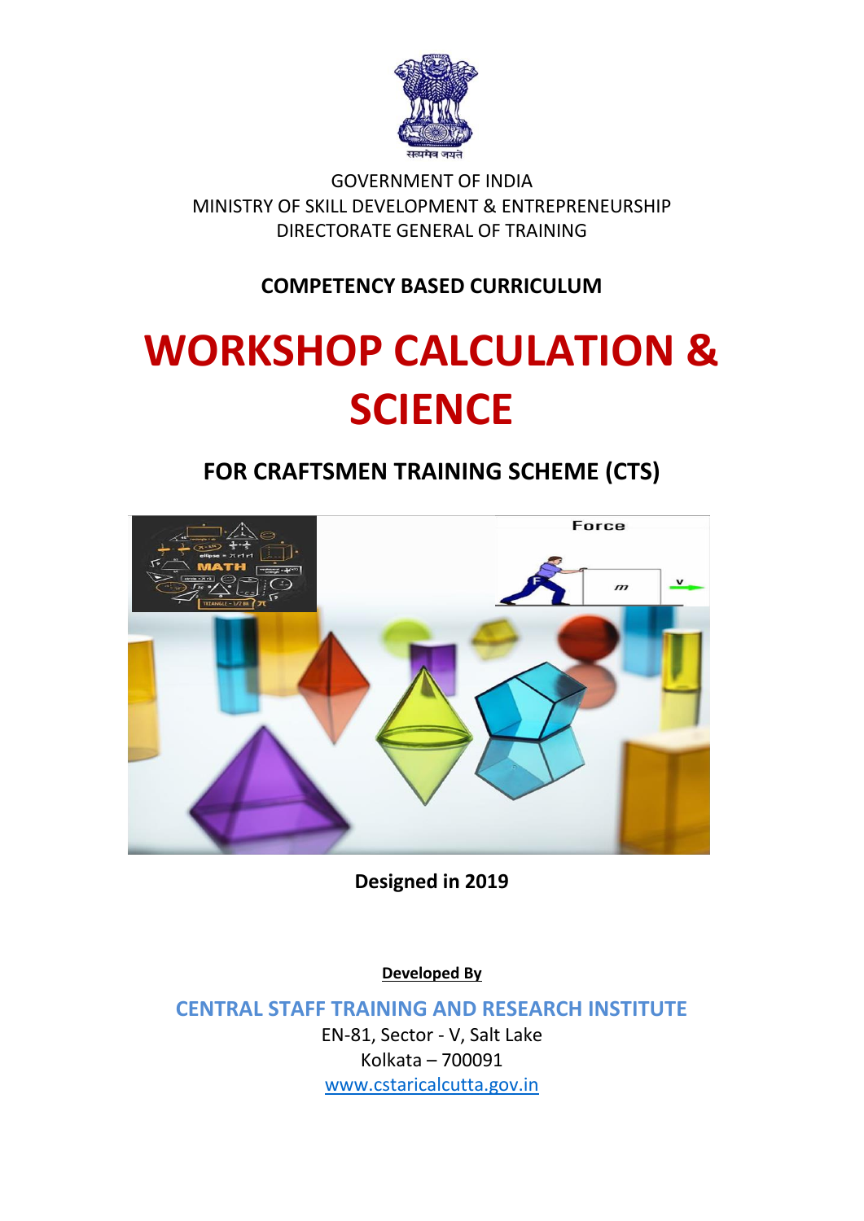सत्यमेव जयते

GOVERNMENT OF INDIA
MINISTRY OF SKILL DEVELOPMENT & ENTREPRENEURSHIP
DIRECTORATE GENERAL OF TRAINING

**COMPETENCY BASED CURRICULUM**

# WORKSHOP CALCULATION & SCIENCE

## FOR CRAFTSMEN TRAINING SCHEME (CTS)

**Designed in 2019**

**Developed By**

**CENTRAL STAFF TRAINING AND RESEARCH INSTITUTE**

EN-81, Sector - V, Salt Lake
Kolkata – 700091
www.cstaricalcutta.gov.in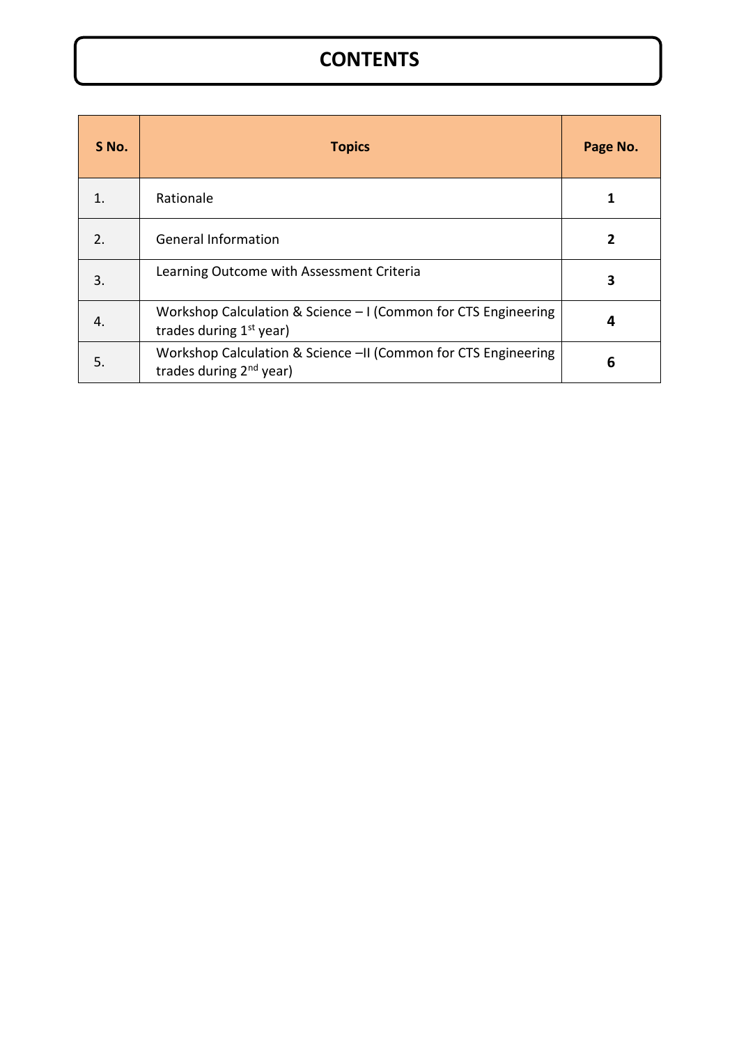# CONTENTS

| S No. | Topics | Page No. |
|---|---|---|
| 1. | Rationale | **1** |
| 2. | General Information | **2** |
| 3. | Learning Outcome with Assessment Criteria | **3** |
| 4. | Workshop Calculation & Science – I (Common for CTS Engineering trades during 1st year) | **4** |
| 5. | Workshop Calculation & Science –II (Common for CTS Engineering trades during 2nd year) | **6** |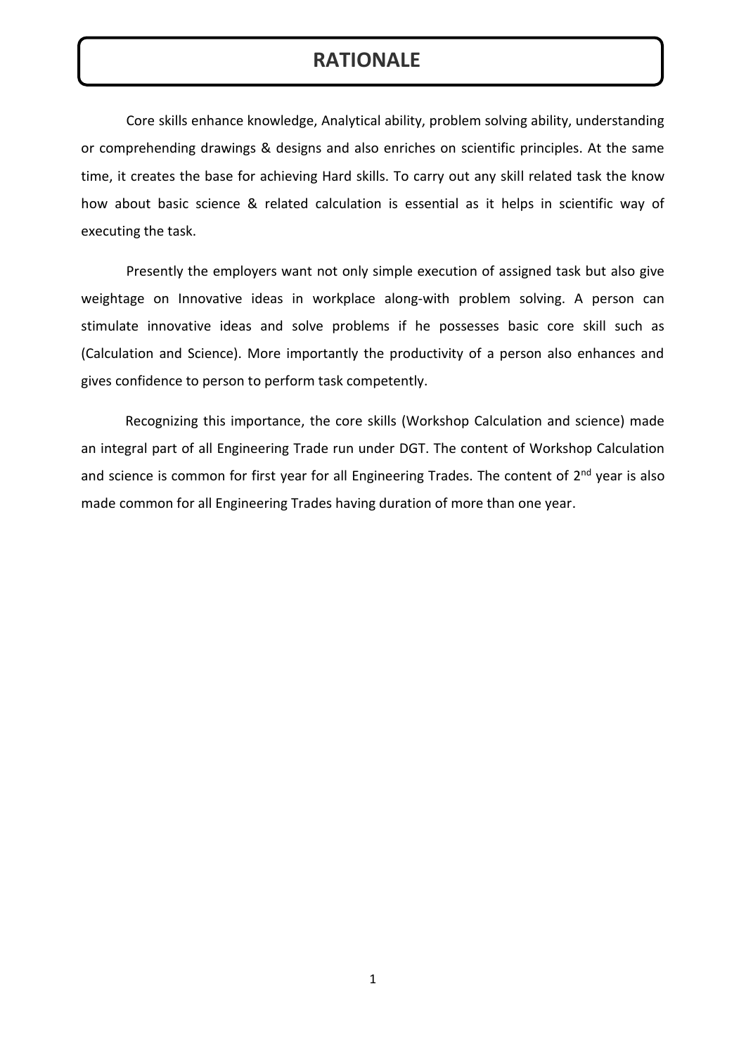# RATIONALE

Core skills enhance knowledge, Analytical ability, problem solving ability, understanding or comprehending drawings & designs and also enriches on scientific principles. At the same time, it creates the base for achieving Hard skills. To carry out any skill related task the know how about basic science & related calculation is essential as it helps in scientific way of executing the task.

Presently the employers want not only simple execution of assigned task but also give weightage on Innovative ideas in workplace along-with problem solving. A person can stimulate innovative ideas and solve problems if he possesses basic core skill such as (Calculation and Science). More importantly the productivity of a person also enhances and gives confidence to person to perform task competently.

Recognizing this importance, the core skills (Workshop Calculation and science) made an integral part of all Engineering Trade run under DGT. The content of Workshop Calculation and science is common for first year for all Engineering Trades. The content of 2nd year is also made common for all Engineering Trades having duration of more than one year.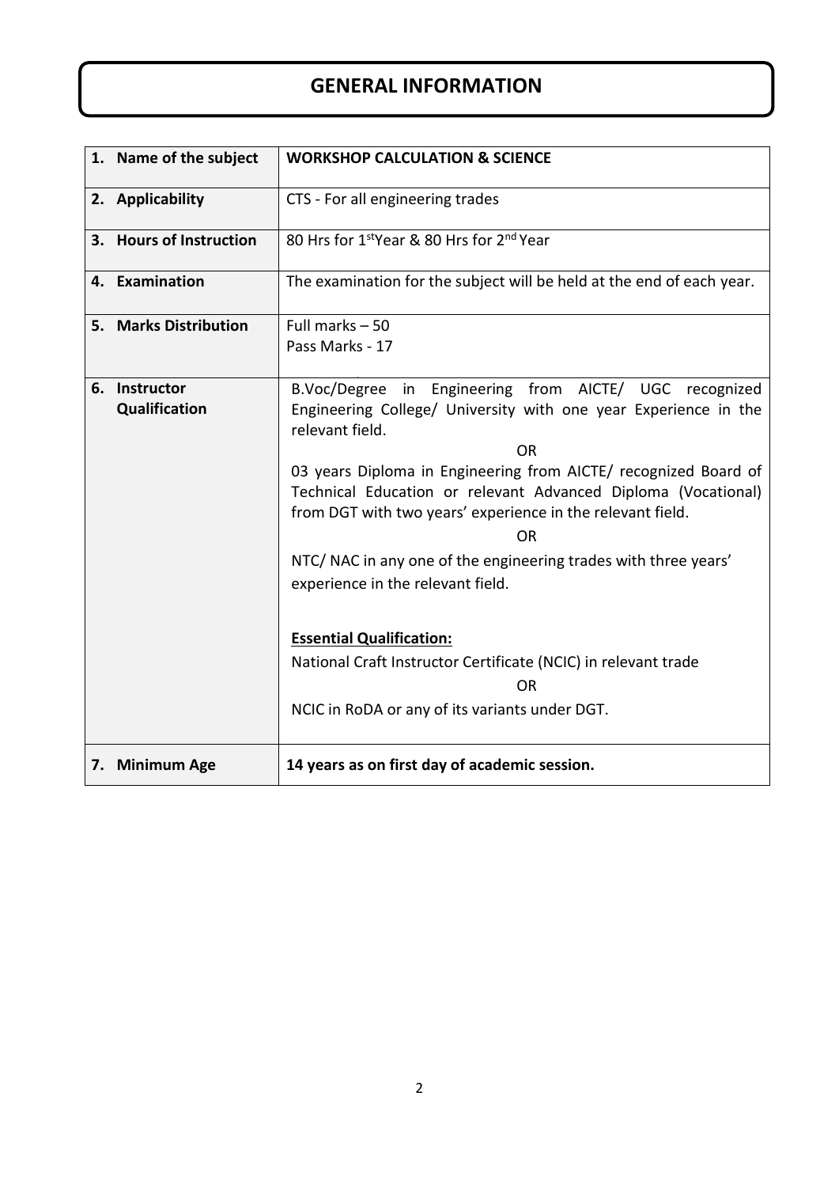# GENERAL INFORMATION

| | |
|---|---|
| **1. Name of the subject** | **WORKSHOP CALCULATION & SCIENCE** |
| **2. Applicability** | CTS - For all engineering trades |
| **3. Hours of Instruction** | 80 Hrs for 1st Year & 80 Hrs for 2nd Year |
| **4. Examination** | The examination for the subject will be held at the end of each year. |
| **5. Marks Distribution** | Full marks – 50<br>Pass Marks - 17 |
| **6. Instructor Qualification** | B.Voc/Degree in Engineering from AICTE/ UGC recognized Engineering College/ University with one year Experience in the relevant field.<br>OR<br>03 years Diploma in Engineering from AICTE/ recognized Board of Technical Education or relevant Advanced Diploma (Vocational) from DGT with two years' experience in the relevant field.<br>OR<br>NTC/ NAC in any one of the engineering trades with three years' experience in the relevant field.<br><br>**Essential Qualification:**<br>National Craft Instructor Certificate (NCIC) in relevant trade<br>OR<br>NCIC in RoDA or any of its variants under DGT. |
| **7. Minimum Age** | **14 years as on first day of academic session.** |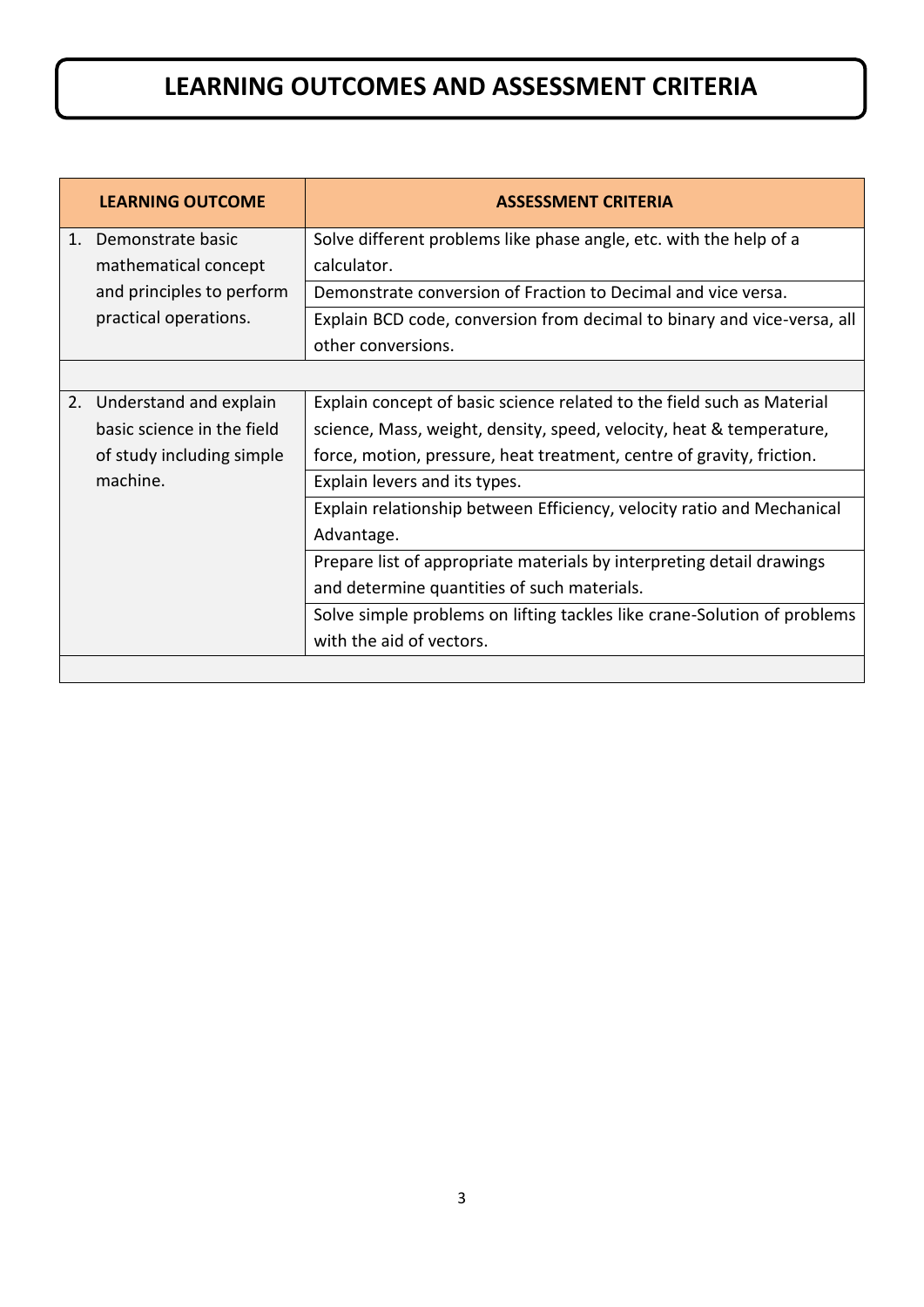# LEARNING OUTCOMES AND ASSESSMENT CRITERIA

| LEARNING OUTCOME | ASSESSMENT CRITERIA |
|---|---|
| 1. Demonstrate basic mathematical concept and principles to perform practical operations. | Solve different problems like phase angle, etc. with the help of a calculator. |
| | Demonstrate conversion of Fraction to Decimal and vice versa. |
| | Explain BCD code, conversion from decimal to binary and vice-versa, all other conversions. |
| | |
| 2. Understand and explain basic science in the field of study including simple machine. | Explain concept of basic science related to the field such as Material science, Mass, weight, density, speed, velocity, heat & temperature, force, motion, pressure, heat treatment, centre of gravity, friction. |
| | Explain levers and its types. |
| | Explain relationship between Efficiency, velocity ratio and Mechanical Advantage. |
| | Prepare list of appropriate materials by interpreting detail drawings and determine quantities of such materials. |
| | Solve simple problems on lifting tackles like crane-Solution of problems with the aid of vectors. |
| | |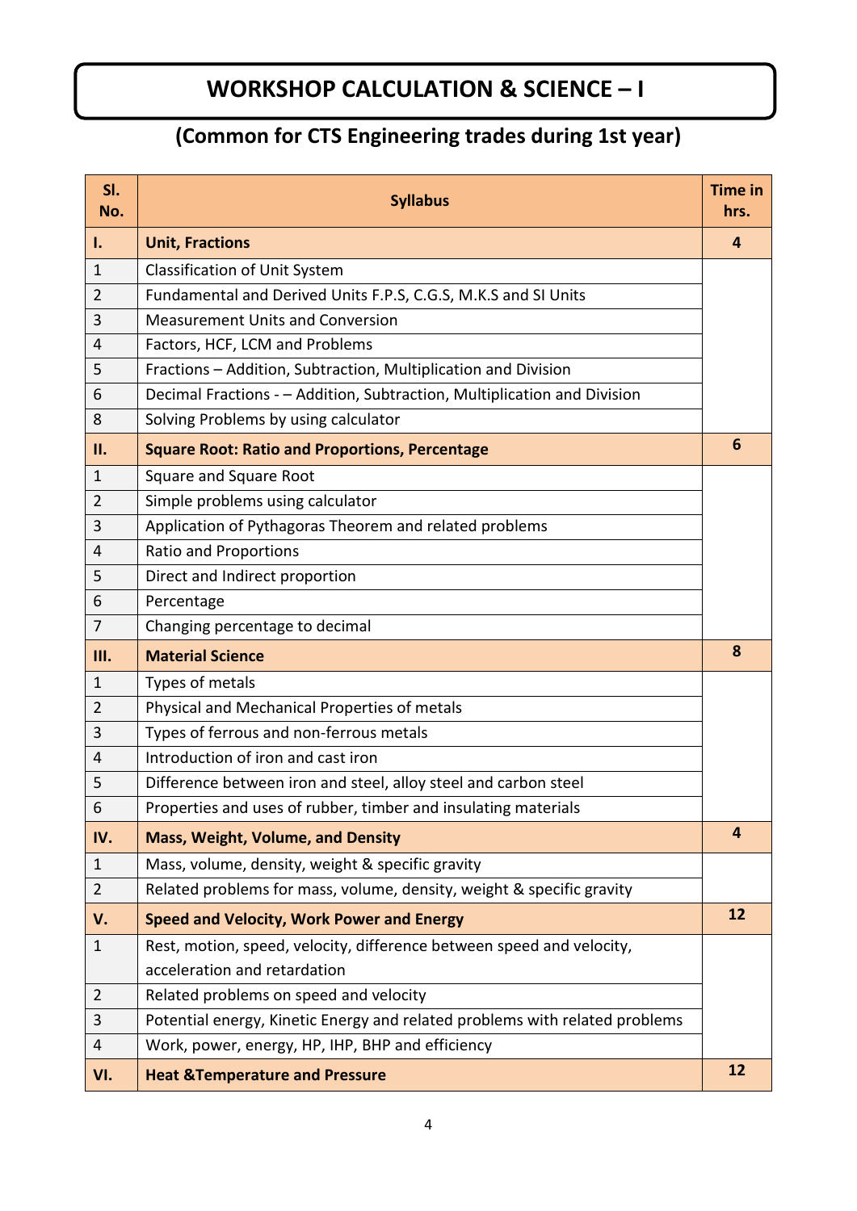# WORKSHOP CALCULATION & SCIENCE – I

## (Common for CTS Engineering trades during 1st year)

| Sl. No. | Syllabus | Time in hrs. |
|---|---|---|
| **I.** | **Unit, Fractions** | **4** |
| 1 | Classification of Unit System | |
| 2 | Fundamental and Derived Units F.P.S, C.G.S, M.K.S and SI Units | |
| 3 | Measurement Units and Conversion | |
| 4 | Factors, HCF, LCM and Problems | |
| 5 | Fractions – Addition, Subtraction, Multiplication and Division | |
| 6 | Decimal Fractions - – Addition, Subtraction, Multiplication and Division | |
| 8 | Solving Problems by using calculator | |
| **II.** | **Square Root: Ratio and Proportions, Percentage** | **6** |
| 1 | Square and Square Root | |
| 2 | Simple problems using calculator | |
| 3 | Application of Pythagoras Theorem and related problems | |
| 4 | Ratio and Proportions | |
| 5 | Direct and Indirect proportion | |
| 6 | Percentage | |
| 7 | Changing percentage to decimal | |
| **III.** | **Material Science** | **8** |
| 1 | Types of metals | |
| 2 | Physical and Mechanical Properties of metals | |
| 3 | Types of ferrous and non-ferrous metals | |
| 4 | Introduction of iron and cast iron | |
| 5 | Difference between iron and steel, alloy steel and carbon steel | |
| 6 | Properties and uses of rubber, timber and insulating materials | |
| **IV.** | **Mass, Weight, Volume, and Density** | **4** |
| 1 | Mass, volume, density, weight & specific gravity | |
| 2 | Related problems for mass, volume, density, weight & specific gravity | |
| **V.** | **Speed and Velocity, Work Power and Energy** | **12** |
| 1 | Rest, motion, speed, velocity, difference between speed and velocity, acceleration and retardation | |
| 2 | Related problems on speed and velocity | |
| 3 | Potential energy, Kinetic Energy and related problems with related problems | |
| 4 | Work, power, energy, HP, IHP, BHP and efficiency | |
| **VI.** | **Heat &Temperature and Pressure** | **12** |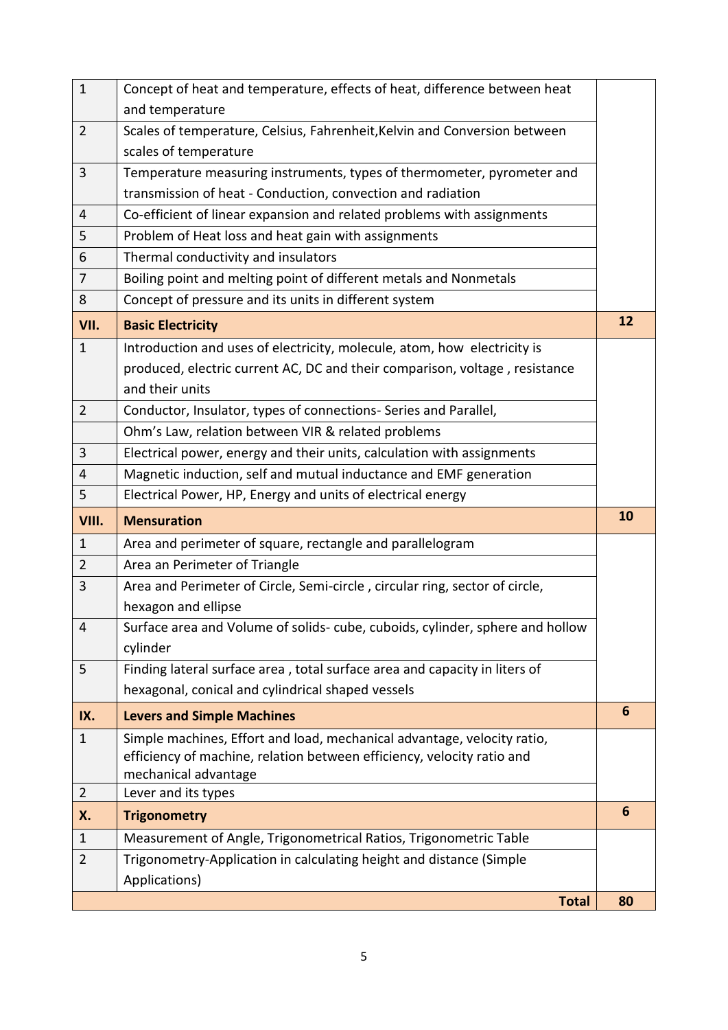| | | |
|---|---|---|
| 1 | Concept of heat and temperature, effects of heat, difference between heat and temperature | |
| 2 | Scales of temperature, Celsius, Fahrenheit,Kelvin and Conversion between scales of temperature | |
| 3 | Temperature measuring instruments, types of thermometer, pyrometer and transmission of heat - Conduction, convection and radiation | |
| 4 | Co-efficient of linear expansion and related problems with assignments | |
| 5 | Problem of Heat loss and heat gain with assignments | |
| 6 | Thermal conductivity and insulators | |
| 7 | Boiling point and melting point of different metals and Nonmetals | |
| 8 | Concept of pressure and its units in different system | |
| **VII.** | **Basic Electricity** | **12** |
| 1 | Introduction and uses of electricity, molecule, atom, how electricity is produced, electric current AC, DC and their comparison, voltage , resistance and their units | |
| 2 | Conductor, Insulator, types of connections- Series and Parallel, | |
| | Ohm's Law, relation between VIR & related problems | |
| 3 | Electrical power, energy and their units, calculation with assignments | |
| 4 | Magnetic induction, self and mutual inductance and EMF generation | |
| 5 | Electrical Power, HP, Energy and units of electrical energy | |
| **VIII.** | **Mensuration** | **10** |
| 1 | Area and perimeter of square, rectangle and parallelogram | |
| 2 | Area an Perimeter of Triangle | |
| 3 | Area and Perimeter of Circle, Semi-circle , circular ring, sector of circle, hexagon and ellipse | |
| 4 | Surface area and Volume of solids- cube, cuboids, cylinder, sphere and hollow cylinder | |
| 5 | Finding lateral surface area , total surface area and capacity in liters of hexagonal, conical and cylindrical shaped vessels | |
| **IX.** | **Levers and Simple Machines** | **6** |
| 1 | Simple machines, Effort and load, mechanical advantage, velocity ratio, efficiency of machine, relation between efficiency, velocity ratio and mechanical advantage | |
| 2 | Lever and its types | |
| **X.** | **Trigonometry** | **6** |
| 1 | Measurement of Angle, Trigonometrical Ratios, Trigonometric Table | |
| 2 | Trigonometry-Application in calculating height and distance (Simple Applications) | |
| | **Total** | **80** |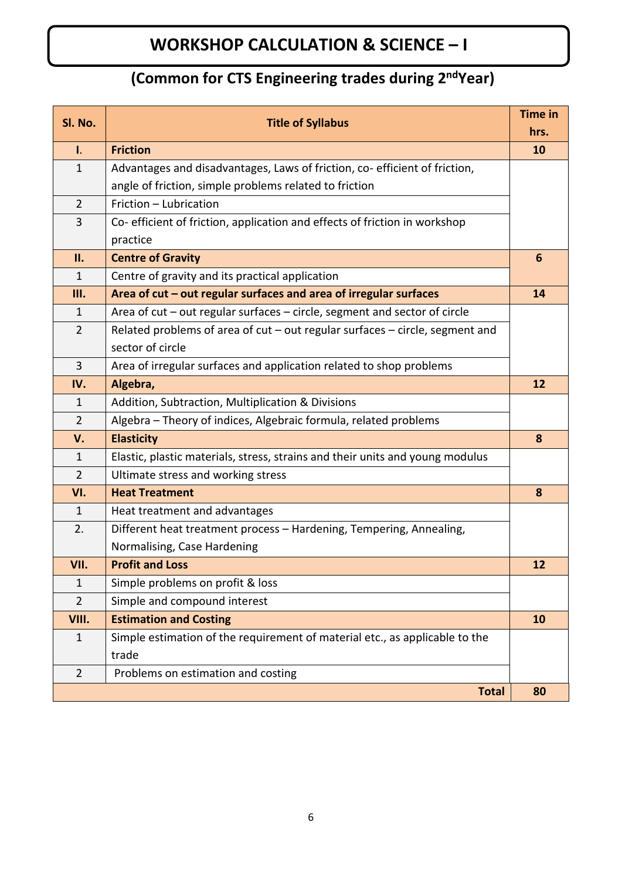# WORKSHOP CALCULATION & SCIENCE – I

## (Common for CTS Engineering trades during 2nd Year)

| Sl. No. | Title of Syllabus | Time in hrs. |
|---|---|---|
| **I.** | **Friction** | **10** |
| 1 | Advantages and disadvantages, Laws of friction, co- efficient of friction, angle of friction, simple problems related to friction | |
| 2 | Friction – Lubrication | |
| 3 | Co- efficient of friction, application and effects of friction in workshop practice | |
| **II.** | **Centre of Gravity** | **6** |
| 1 | Centre of gravity and its practical application | |
| **III.** | **Area of cut – out regular surfaces and area of irregular surfaces** | **14** |
| 1 | Area of cut – out regular surfaces – circle, segment and sector of circle | |
| 2 | Related problems of area of cut – out regular surfaces – circle, segment and sector of circle | |
| 3 | Area of irregular surfaces and application related to shop problems | |
| **IV.** | **Algebra,** | **12** |
| 1 | Addition, Subtraction, Multiplication & Divisions | |
| 2 | Algebra – Theory of indices, Algebraic formula, related problems | |
| **V.** | **Elasticity** | **8** |
| 1 | Elastic, plastic materials, stress, strains and their units and young modulus | |
| 2 | Ultimate stress and working stress | |
| **VI.** | **Heat Treatment** | **8** |
| 1 | Heat treatment and advantages | |
| 2. | Different heat treatment process – Hardening, Tempering, Annealing, Normalising, Case Hardening | |
| **VII.** | **Profit and Loss** | **12** |
| 1 | Simple problems on profit & loss | |
| 2 | Simple and compound interest | |
| **VIII.** | **Estimation and Costing** | **10** |
| 1 | Simple estimation of the requirement of material etc., as applicable to the trade | |
| 2 | Problems on estimation and costing | |
| | **Total** | **80** |